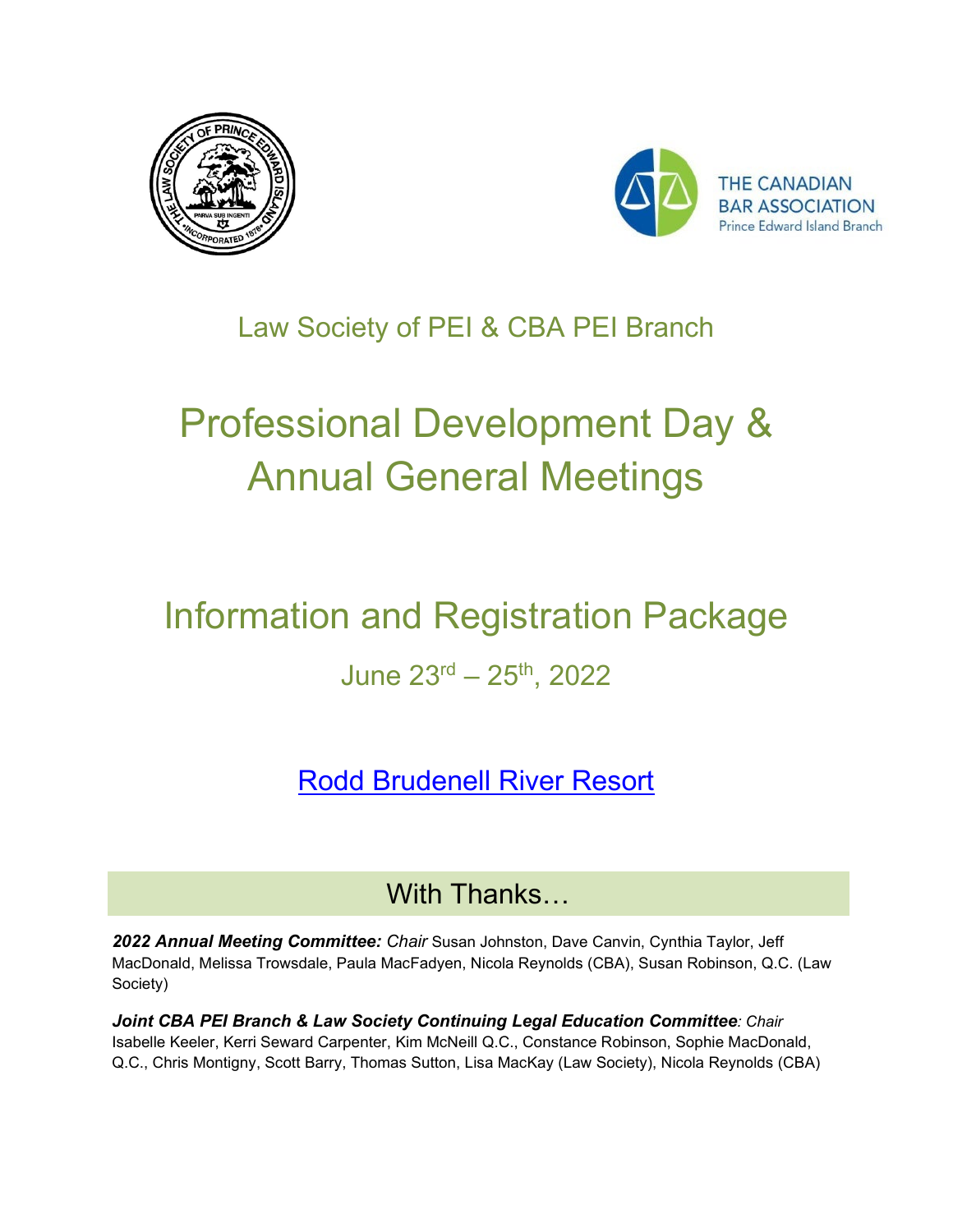Law Society of PEI & CBA PEI Branch

# Professional Development Day & Annual General Meetings

# Information and Registration Package

June 23rd – 25th, 2022

[Rodd Brudenell River Resort]

## With Thanks…

***2022 Annual Meeting Committee:*** *Chair* Susan Johnston, Dave Canvin, Cynthia Taylor, Jeff MacDonald, Melissa Trowsdale, Paula MacFadyen, Nicola Reynolds (CBA), Susan Robinson, Q.C. (Law Society)

***Joint CBA PEI Branch & Law Society Continuing Legal Education Committee****: Chair* Isabelle Keeler, Kerri Seward Carpenter, Kim McNeill Q.C., Constance Robinson, Sophie MacDonald, Q.C., Chris Montigny, Scott Barry, Thomas Sutton, Lisa MacKay (Law Society), Nicola Reynolds (CBA)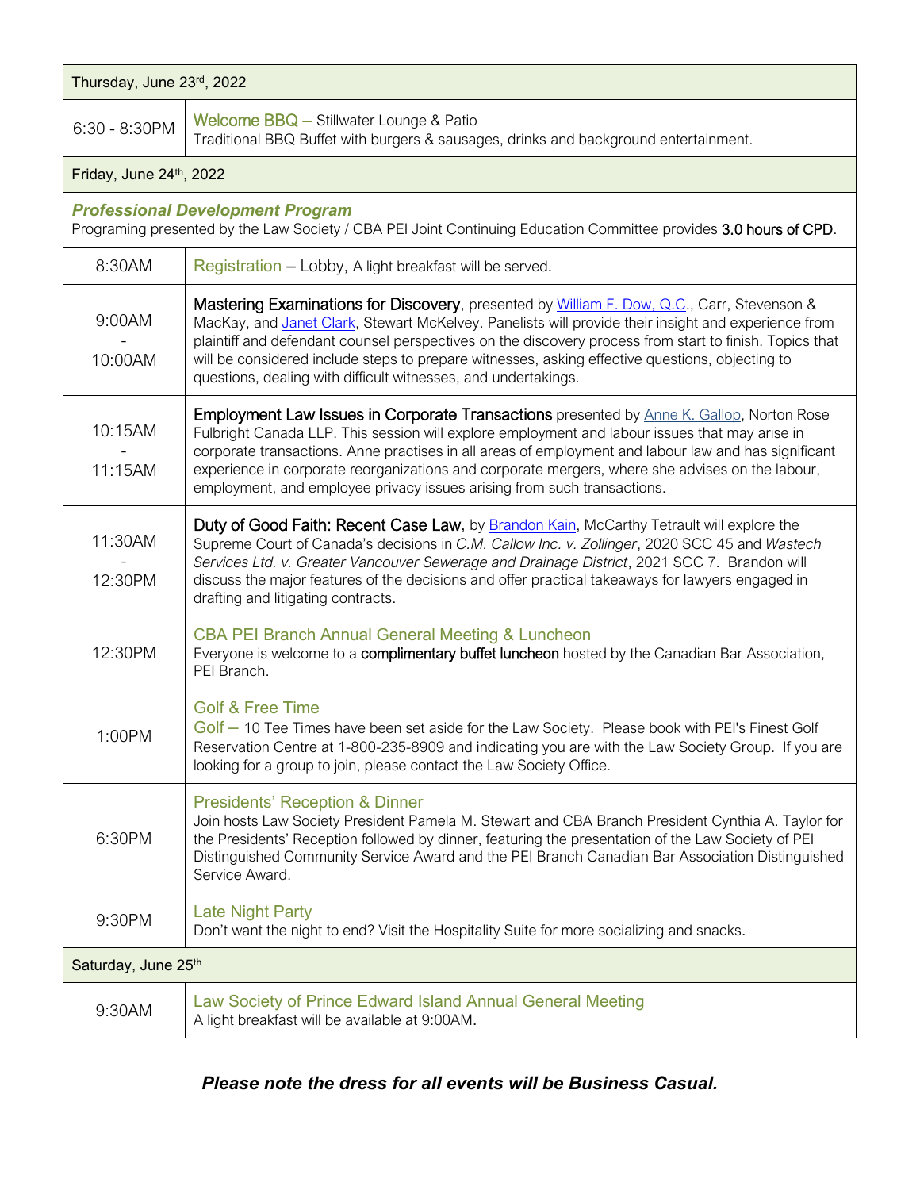| Thursday, June 23rd, 2022 | |
|---|---|
| 6:30 - 8:30PM | Welcome BBQ – Stillwater Lounge & Patio<br>Traditional BBQ Buffet with burgers & sausages, drinks and background entertainment. |
| Friday, June 24th, 2022 | |
| ***Professional Development Program***<br>Programing presented by the Law Society / CBA PEI Joint Continuing Education Committee provides **3.0 hours of CPD**. | |
| 8:30AM | Registration – Lobby, A light breakfast will be served. |
| 9:00AM - 10:00AM | **Mastering Examinations for Discovery**, presented by William F. Dow, Q.C., Carr, Stevenson & MacKay, and Janet Clark, Stewart McKelvey. Panelists will provide their insight and experience from plaintiff and defendant counsel perspectives on the discovery process from start to finish. Topics that will be considered include steps to prepare witnesses, asking effective questions, objecting to questions, dealing with difficult witnesses, and undertakings. |
| 10:15AM - 11:15AM | **Employment Law Issues in Corporate Transactions** presented by Anne K. Gallop, Norton Rose Fulbright Canada LLP. This session will explore employment and labour issues that may arise in corporate transactions. Anne practises in all areas of employment and labour law and has significant experience in corporate reorganizations and corporate mergers, where she advises on the labour, employment, and employee privacy issues arising from such transactions. |
| 11:30AM - 12:30PM | **Duty of Good Faith: Recent Case Law**, by Brandon Kain, McCarthy Tetrault will explore the Supreme Court of Canada's decisions in *C.M. Callow Inc. v. Zollinger*, 2020 SCC 45 and *Wastech Services Ltd. v. Greater Vancouver Sewerage and Drainage District*, 2021 SCC 7. Brandon will discuss the major features of the decisions and offer practical takeaways for lawyers engaged in drafting and litigating contracts. |
| 12:30PM | CBA PEI Branch Annual General Meeting & Luncheon<br>Everyone is welcome to a **complimentary buffet luncheon** hosted by the Canadian Bar Association, PEI Branch. |
| 1:00PM | Golf & Free Time<br>Golf – 10 Tee Times have been set aside for the Law Society. Please book with PEI's Finest Golf Reservation Centre at 1-800-235-8909 and indicating you are with the Law Society Group. If you are looking for a group to join, please contact the Law Society Office. |
| 6:30PM | Presidents' Reception & Dinner<br>Join hosts Law Society President Pamela M. Stewart and CBA Branch President Cynthia A. Taylor for the Presidents' Reception followed by dinner, featuring the presentation of the Law Society of PEI Distinguished Community Service Award and the PEI Branch Canadian Bar Association Distinguished Service Award. |
| 9:30PM | Late Night Party<br>Don't want the night to end? Visit the Hospitality Suite for more socializing and snacks. |
| Saturday, June 25th | |
| 9:30AM | Law Society of Prince Edward Island Annual General Meeting<br>A light breakfast will be available at 9:00AM. |

***Please note the dress for all events will be Business Casual.***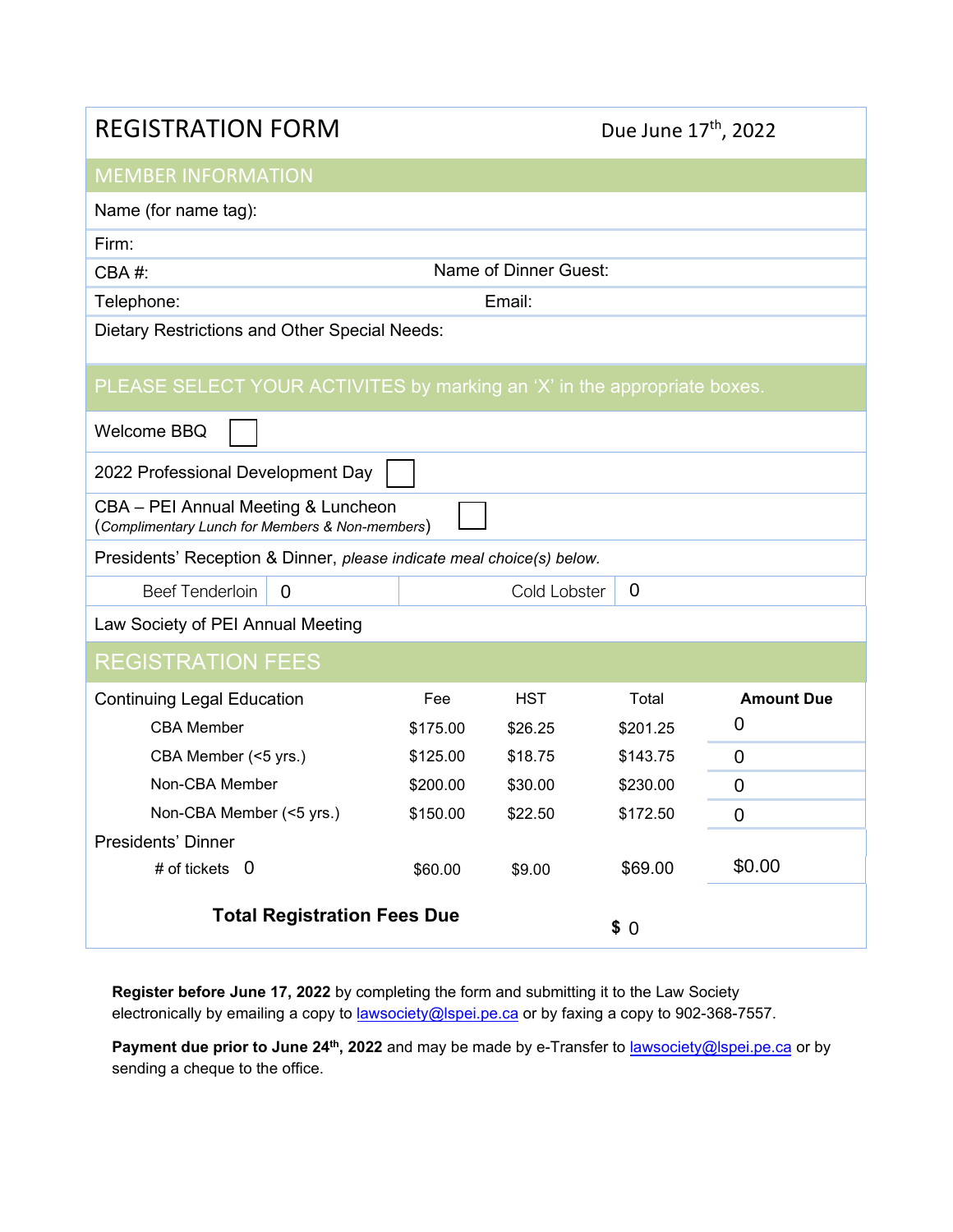# REGISTRATION FORM

Due June 17th, 2022

## MEMBER INFORMATION

Name (for name tag):

Firm:

CBA #: Name of Dinner Guest:

Telephone: Email:

Dietary Restrictions and Other Special Needs:

## PLEASE SELECT YOUR ACTIVITES by marking an 'X' in the appropriate boxes.

Welcome BBQ ☐

2022 Professional Development Day ☐

CBA – PEI Annual Meeting & Luncheon ☐
(*Complimentary Lunch for Members & Non-members*)

Presidents' Reception & Dinner, *please indicate meal choice(s) below.*

| | | | |
|---|---|---|---|
| Beef Tenderloin | 0 | Cold Lobster | 0 |

Law Society of PEI Annual Meeting

## REGISTRATION FEES

| Continuing Legal Education | Fee | HST | Total | **Amount Due** |
|---|---|---|---|---|
| CBA Member | $175.00 | $26.25 | $201.25 | 0 |
| CBA Member (<5 yrs.) | $125.00 | $18.75 | $143.75 | 0 |
| Non-CBA Member | $200.00 | $30.00 | $230.00 | 0 |
| Non-CBA Member (<5 yrs.) | $150.00 | $22.50 | $172.50 | 0 |
| Presidents' Dinner | | | | |
| # of tickets 0 | $60.00 | $9.00 | $69.00 | $0.00 |
| **Total Registration Fees Due** | | | **$** 0 | |

**Register before June 17, 2022** by completing the form and submitting it to the Law Society electronically by emailing a copy to lawsociety@lspei.pe.ca or by faxing a copy to 902-368-7557.

**Payment due prior to June 24th, 2022** and may be made by e-Transfer to lawsociety@lspei.pe.ca or by sending a cheque to the office.